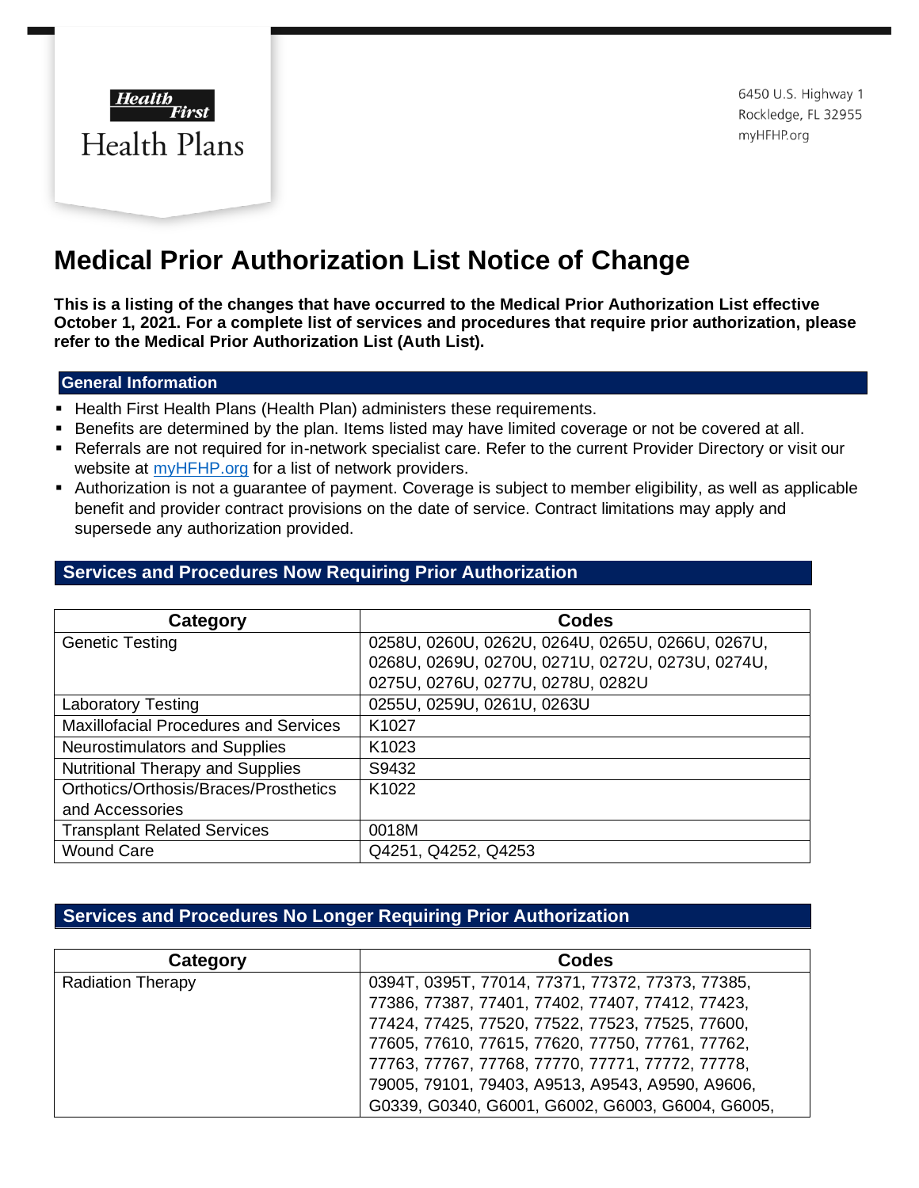Health First Health Plans

6450 U.S. Highway 1
Rockledge, FL 32955
myHFHP.org

# Medical Prior Authorization List Notice of Change

**This is a listing of the changes that have occurred to the Medical Prior Authorization List effective October 1, 2021. For a complete list of services and procedures that require prior authorization, please refer to the Medical Prior Authorization List (Auth List).**

## General Information

- Health First Health Plans (Health Plan) administers these requirements.
- Benefits are determined by the plan. Items listed may have limited coverage or not be covered at all.
- Referrals are not required for in-network specialist care. Refer to the current Provider Directory or visit our website at myHFHP.org for a list of network providers.
- Authorization is not a guarantee of payment. Coverage is subject to member eligibility, as well as applicable benefit and provider contract provisions on the date of service. Contract limitations may apply and supersede any authorization provided.

## Services and Procedures Now Requiring Prior Authorization

| Category | Codes |
|---|---|
| Genetic Testing | 0258U, 0260U, 0262U, 0264U, 0265U, 0266U, 0267U, 0268U, 0269U, 0270U, 0271U, 0272U, 0273U, 0274U, 0275U, 0276U, 0277U, 0278U, 0282U |
| Laboratory Testing | 0255U, 0259U, 0261U, 0263U |
| Maxillofacial Procedures and Services | K1027 |
| Neurostimulators and Supplies | K1023 |
| Nutritional Therapy and Supplies | S9432 |
| Orthotics/Orthosis/Braces/Prosthetics and Accessories | K1022 |
| Transplant Related Services | 0018M |
| Wound Care | Q4251, Q4252, Q4253 |

## Services and Procedures No Longer Requiring Prior Authorization

| Category | Codes |
|---|---|
| Radiation Therapy | 0394T, 0395T, 77014, 77371, 77372, 77373, 77385, 77386, 77387, 77401, 77402, 77407, 77412, 77423, 77424, 77425, 77520, 77522, 77523, 77525, 77600, 77605, 77610, 77615, 77620, 77750, 77761, 77762, 77763, 77767, 77768, 77770, 77771, 77772, 77778, 79005, 79101, 79403, A9513, A9543, A9590, A9606, G0339, G0340, G6001, G6002, G6003, G6004, G6005, |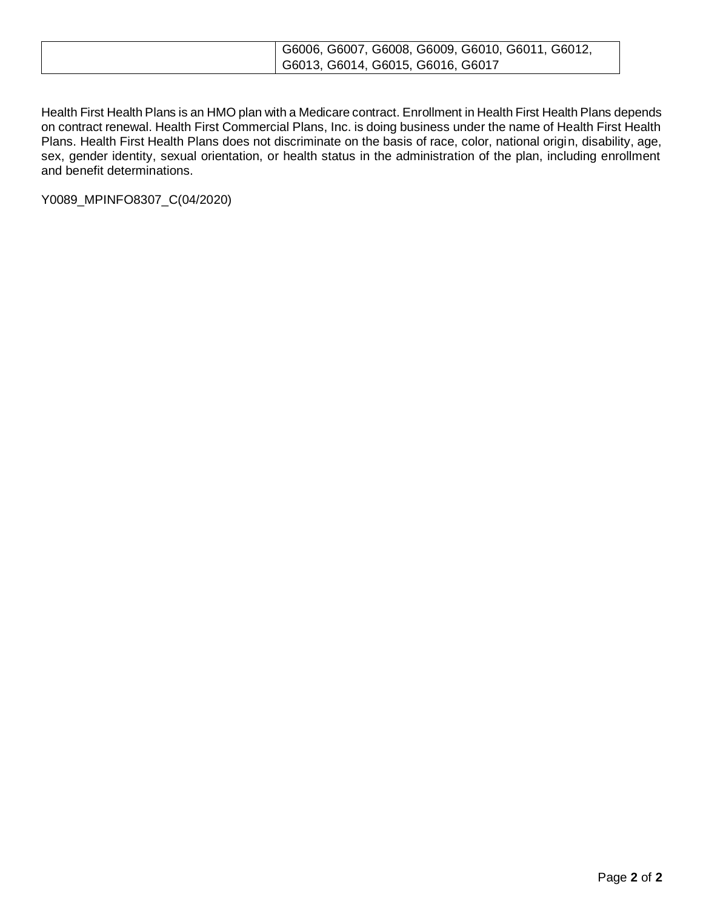| | |
|---|---|
| | G6006, G6007, G6008, G6009, G6010, G6011, G6012, G6013, G6014, G6015, G6016, G6017 |

Health First Health Plans is an HMO plan with a Medicare contract. Enrollment in Health First Health Plans depends on contract renewal. Health First Commercial Plans, Inc. is doing business under the name of Health First Health Plans. Health First Health Plans does not discriminate on the basis of race, color, national origin, disability, age, sex, gender identity, sexual orientation, or health status in the administration of the plan, including enrollment and benefit determinations.

Y0089_MPINFO8307_C(04/2020)